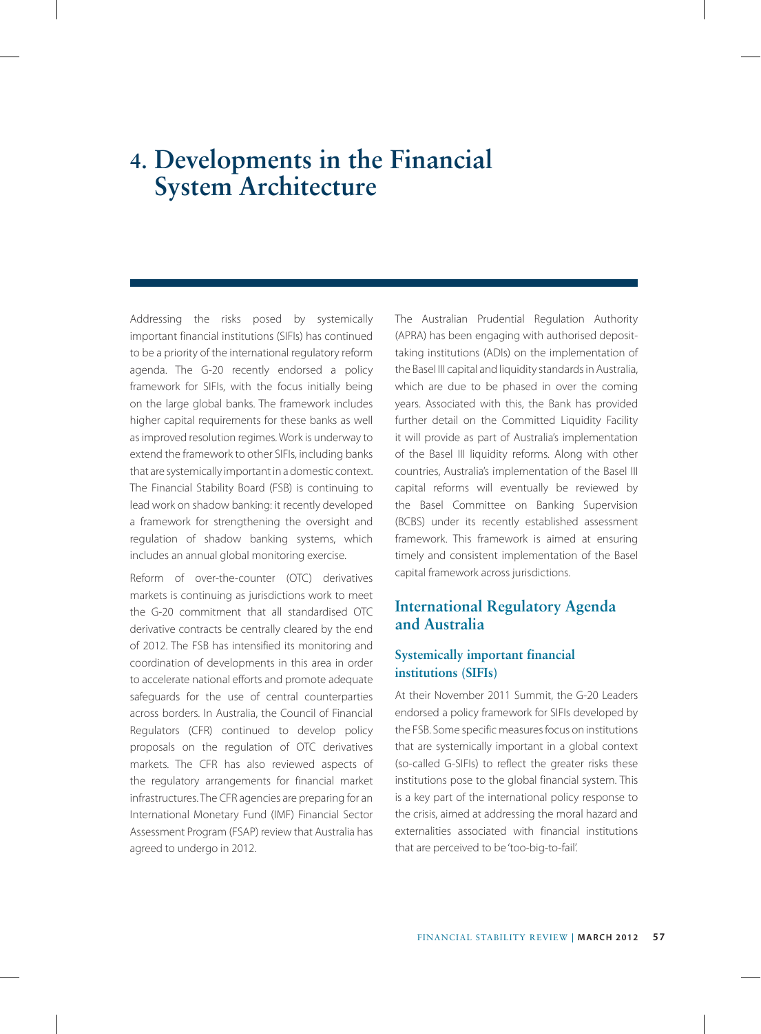# 4. Developments in the Financial System Architecture

Addressing the risks posed by systemically important financial institutions (SIFIs) has continued to be a priority of the international regulatory reform agenda. The G-20 recently endorsed a policy framework for SIFIs, with the focus initially being on the large global banks. The framework includes higher capital requirements for these banks as well as improved resolution regimes. Work is underway to extend the framework to other SIFIs, including banks that are systemically important in a domestic context. The Financial Stability Board (FSB) is continuing to lead work on shadow banking: it recently developed a framework for strengthening the oversight and regulation of shadow banking systems, which includes an annual global monitoring exercise.

Reform of over-the-counter (OTC) derivatives markets is continuing as jurisdictions work to meet the G-20 commitment that all standardised OTC derivative contracts be centrally cleared by the end of 2012. The FSB has intensified its monitoring and coordination of developments in this area in order to accelerate national efforts and promote adequate safeguards for the use of central counterparties across borders. In Australia, the Council of Financial Regulators (CFR) continued to develop policy proposals on the regulation of OTC derivatives markets. The CFR has also reviewed aspects of the regulatory arrangements for financial market infrastructures. The CFR agencies are preparing for an International Monetary Fund (IMF) Financial Sector Assessment Program (FSAP) review that Australia has agreed to undergo in 2012.

The Australian Prudential Regulation Authority (APRA) has been engaging with authorised deposit-taking institutions (ADIs) on the implementation of the Basel III capital and liquidity standards in Australia, which are due to be phased in over the coming years. Associated with this, the Bank has provided further detail on the Committed Liquidity Facility it will provide as part of Australia's implementation of the Basel III liquidity reforms. Along with other countries, Australia's implementation of the Basel III capital reforms will eventually be reviewed by the Basel Committee on Banking Supervision (BCBS) under its recently established assessment framework. This framework is aimed at ensuring timely and consistent implementation of the Basel capital framework across jurisdictions.

## International Regulatory Agenda and Australia

### Systemically important financial institutions (SIFIs)

At their November 2011 Summit, the G-20 Leaders endorsed a policy framework for SIFIs developed by the FSB. Some specific measures focus on institutions that are systemically important in a global context (so-called G-SIFIs) to reflect the greater risks these institutions pose to the global financial system. This is a key part of the international policy response to the crisis, aimed at addressing the moral hazard and externalities associated with financial institutions that are perceived to be 'too-big-to-fail'.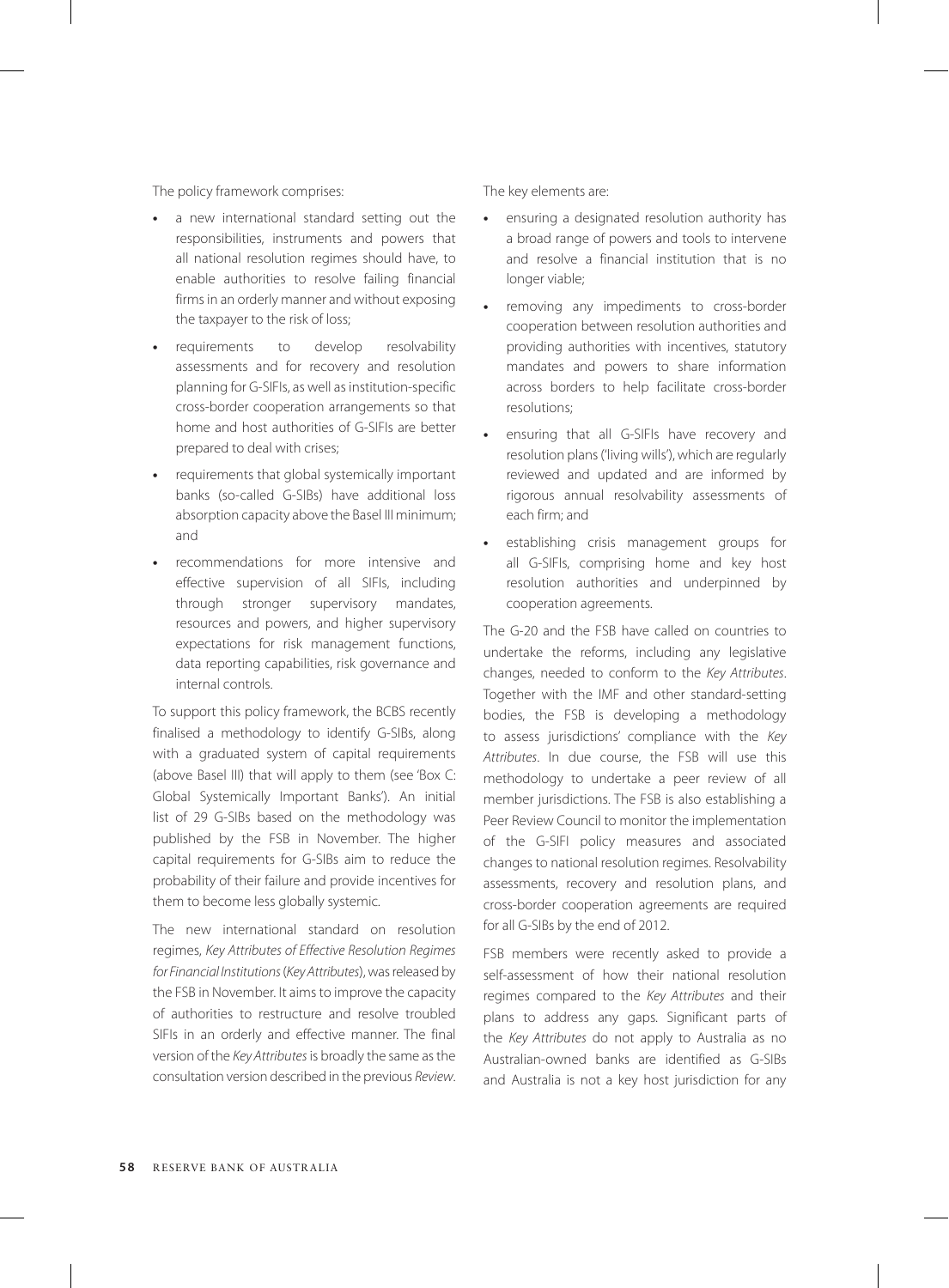The policy framework comprises:

- a new international standard setting out the responsibilities, instruments and powers that all national resolution regimes should have, to enable authorities to resolve failing financial firms in an orderly manner and without exposing the taxpayer to the risk of loss;
- requirements to develop resolvability assessments and for recovery and resolution planning for G-SIFIs, as well as institution-specific cross-border cooperation arrangements so that home and host authorities of G-SIFIs are better prepared to deal with crises;
- requirements that global systemically important banks (so-called G-SIBs) have additional loss absorption capacity above the Basel III minimum; and
- recommendations for more intensive and effective supervision of all SIFIs, including through stronger supervisory mandates, resources and powers, and higher supervisory expectations for risk management functions, data reporting capabilities, risk governance and internal controls.

To support this policy framework, the BCBS recently finalised a methodology to identify G-SIBs, along with a graduated system of capital requirements (above Basel III) that will apply to them (see 'Box C: Global Systemically Important Banks'). An initial list of 29 G-SIBs based on the methodology was published by the FSB in November. The higher capital requirements for G-SIBs aim to reduce the probability of their failure and provide incentives for them to become less globally systemic.

The new international standard on resolution regimes, *Key Attributes of Effective Resolution Regimes for Financial Institutions* (*Key Attributes*), was released by the FSB in November. It aims to improve the capacity of authorities to restructure and resolve troubled SIFIs in an orderly and effective manner. The final version of the *Key Attributes* is broadly the same as the consultation version described in the previous *Review*. The key elements are:

- ensuring a designated resolution authority has a broad range of powers and tools to intervene and resolve a financial institution that is no longer viable;
- removing any impediments to cross-border cooperation between resolution authorities and providing authorities with incentives, statutory mandates and powers to share information across borders to help facilitate cross-border resolutions;
- ensuring that all G-SIFIs have recovery and resolution plans ('living wills'), which are regularly reviewed and updated and are informed by rigorous annual resolvability assessments of each firm; and
- establishing crisis management groups for all G-SIFIs, comprising home and key host resolution authorities and underpinned by cooperation agreements.

The G-20 and the FSB have called on countries to undertake the reforms, including any legislative changes, needed to conform to the *Key Attributes*. Together with the IMF and other standard-setting bodies, the FSB is developing a methodology to assess jurisdictions' compliance with the *Key Attributes*. In due course, the FSB will use this methodology to undertake a peer review of all member jurisdictions. The FSB is also establishing a Peer Review Council to monitor the implementation of the G-SIFI policy measures and associated changes to national resolution regimes. Resolvability assessments, recovery and resolution plans, and cross-border cooperation agreements are required for all G-SIBs by the end of 2012.

FSB members were recently asked to provide a self-assessment of how their national resolution regimes compared to the *Key Attributes* and their plans to address any gaps. Significant parts of the *Key Attributes* do not apply to Australia as no Australian-owned banks are identified as G-SIBs and Australia is not a key host jurisdiction for any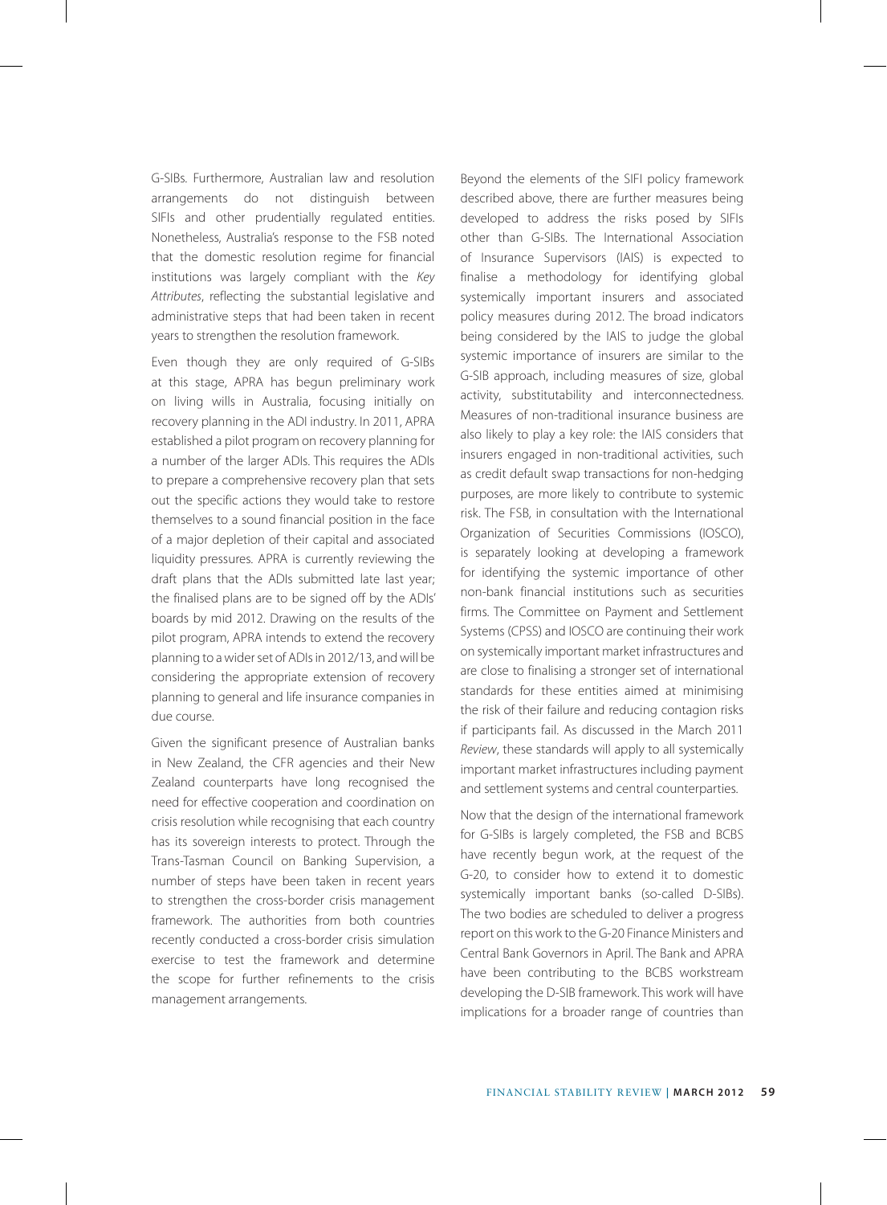G-SIBs. Furthermore, Australian law and resolution arrangements do not distinguish between SIFIs and other prudentially regulated entities. Nonetheless, Australia's response to the FSB noted that the domestic resolution regime for financial institutions was largely compliant with the *Key Attributes*, reflecting the substantial legislative and administrative steps that had been taken in recent years to strengthen the resolution framework.

Even though they are only required of G-SIBs at this stage, APRA has begun preliminary work on living wills in Australia, focusing initially on recovery planning in the ADI industry. In 2011, APRA established a pilot program on recovery planning for a number of the larger ADIs. This requires the ADIs to prepare a comprehensive recovery plan that sets out the specific actions they would take to restore themselves to a sound financial position in the face of a major depletion of their capital and associated liquidity pressures. APRA is currently reviewing the draft plans that the ADIs submitted late last year; the finalised plans are to be signed off by the ADIs' boards by mid 2012. Drawing on the results of the pilot program, APRA intends to extend the recovery planning to a wider set of ADIs in 2012/13, and will be considering the appropriate extension of recovery planning to general and life insurance companies in due course.

Given the significant presence of Australian banks in New Zealand, the CFR agencies and their New Zealand counterparts have long recognised the need for effective cooperation and coordination on crisis resolution while recognising that each country has its sovereign interests to protect. Through the Trans-Tasman Council on Banking Supervision, a number of steps have been taken in recent years to strengthen the cross-border crisis management framework. The authorities from both countries recently conducted a cross-border crisis simulation exercise to test the framework and determine the scope for further refinements to the crisis management arrangements.

Beyond the elements of the SIFI policy framework described above, there are further measures being developed to address the risks posed by SIFIs other than G-SIBs. The International Association of Insurance Supervisors (IAIS) is expected to finalise a methodology for identifying global systemically important insurers and associated policy measures during 2012. The broad indicators being considered by the IAIS to judge the global systemic importance of insurers are similar to the G-SIB approach, including measures of size, global activity, substitutability and interconnectedness. Measures of non-traditional insurance business are also likely to play a key role: the IAIS considers that insurers engaged in non-traditional activities, such as credit default swap transactions for non-hedging purposes, are more likely to contribute to systemic risk. The FSB, in consultation with the International Organization of Securities Commissions (IOSCO), is separately looking at developing a framework for identifying the systemic importance of other non-bank financial institutions such as securities firms. The Committee on Payment and Settlement Systems (CPSS) and IOSCO are continuing their work on systemically important market infrastructures and are close to finalising a stronger set of international standards for these entities aimed at minimising the risk of their failure and reducing contagion risks if participants fail. As discussed in the March 2011 *Review*, these standards will apply to all systemically important market infrastructures including payment and settlement systems and central counterparties.

Now that the design of the international framework for G-SIBs is largely completed, the FSB and BCBS have recently begun work, at the request of the G-20, to consider how to extend it to domestic systemically important banks (so-called D-SIBs). The two bodies are scheduled to deliver a progress report on this work to the G-20 Finance Ministers and Central Bank Governors in April. The Bank and APRA have been contributing to the BCBS workstream developing the D-SIB framework. This work will have implications for a broader range of countries than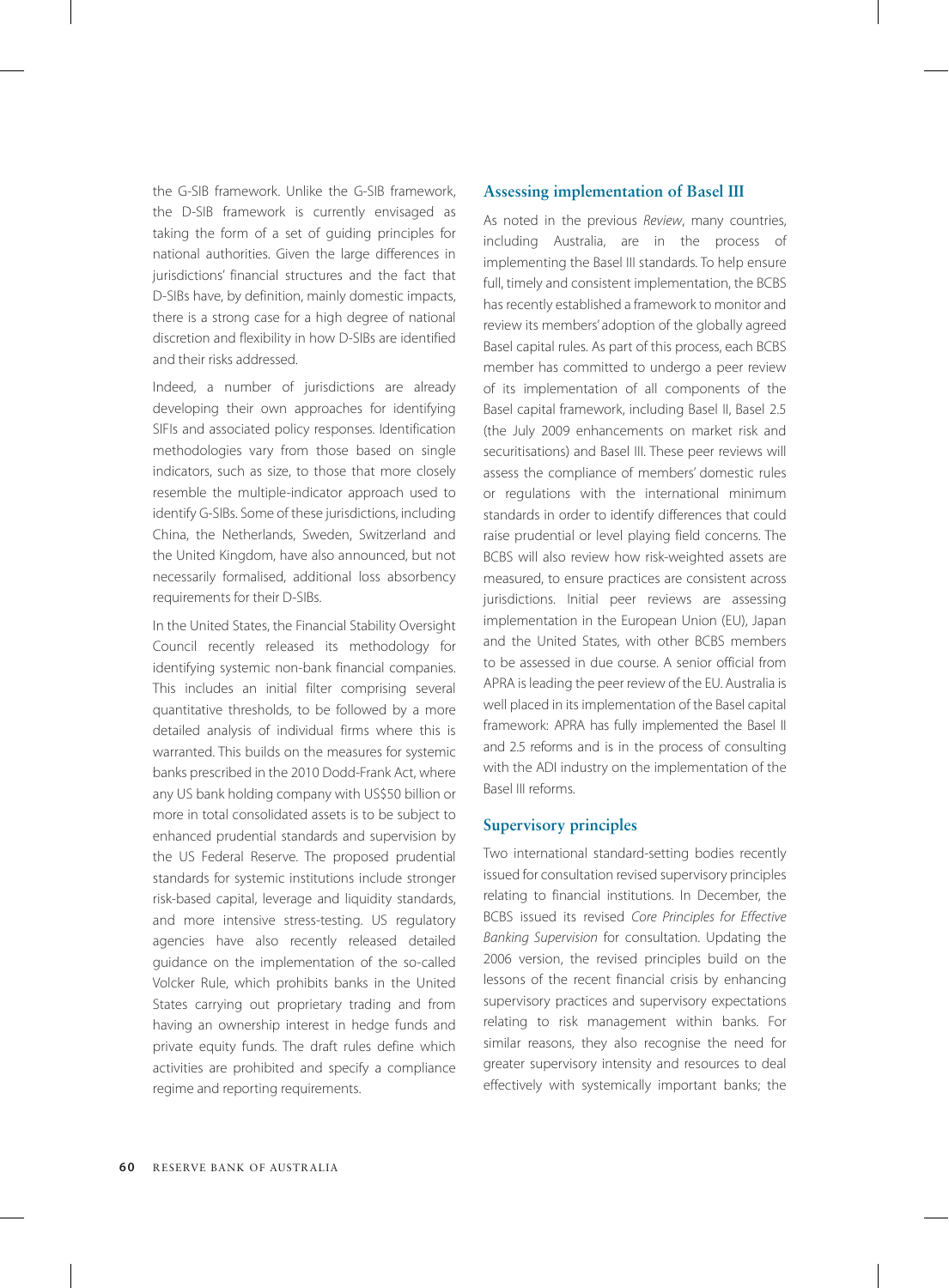the G-SIB framework. Unlike the G-SIB framework, the D-SIB framework is currently envisaged as taking the form of a set of guiding principles for national authorities. Given the large differences in jurisdictions' financial structures and the fact that D-SIBs have, by definition, mainly domestic impacts, there is a strong case for a high degree of national discretion and flexibility in how D-SIBs are identified and their risks addressed.

Indeed, a number of jurisdictions are already developing their own approaches for identifying SIFIs and associated policy responses. Identification methodologies vary from those based on single indicators, such as size, to those that more closely resemble the multiple-indicator approach used to identify G-SIBs. Some of these jurisdictions, including China, the Netherlands, Sweden, Switzerland and the United Kingdom, have also announced, but not necessarily formalised, additional loss absorbency requirements for their D-SIBs.

In the United States, the Financial Stability Oversight Council recently released its methodology for identifying systemic non-bank financial companies. This includes an initial filter comprising several quantitative thresholds, to be followed by a more detailed analysis of individual firms where this is warranted. This builds on the measures for systemic banks prescribed in the 2010 Dodd-Frank Act, where any US bank holding company with US$50 billion or more in total consolidated assets is to be subject to enhanced prudential standards and supervision by the US Federal Reserve. The proposed prudential standards for systemic institutions include stronger risk-based capital, leverage and liquidity standards, and more intensive stress-testing. US regulatory agencies have also recently released detailed guidance on the implementation of the so-called Volcker Rule, which prohibits banks in the United States carrying out proprietary trading and from having an ownership interest in hedge funds and private equity funds. The draft rules define which activities are prohibited and specify a compliance regime and reporting requirements.

## Assessing implementation of Basel III

As noted in the previous *Review*, many countries, including Australia, are in the process of implementing the Basel III standards. To help ensure full, timely and consistent implementation, the BCBS has recently established a framework to monitor and review its members' adoption of the globally agreed Basel capital rules. As part of this process, each BCBS member has committed to undergo a peer review of its implementation of all components of the Basel capital framework, including Basel II, Basel 2.5 (the July 2009 enhancements on market risk and securitisations) and Basel III. These peer reviews will assess the compliance of members' domestic rules or regulations with the international minimum standards in order to identify differences that could raise prudential or level playing field concerns. The BCBS will also review how risk-weighted assets are measured, to ensure practices are consistent across jurisdictions. Initial peer reviews are assessing implementation in the European Union (EU), Japan and the United States, with other BCBS members to be assessed in due course. A senior official from APRA is leading the peer review of the EU. Australia is well placed in its implementation of the Basel capital framework: APRA has fully implemented the Basel II and 2.5 reforms and is in the process of consulting with the ADI industry on the implementation of the Basel III reforms.

## Supervisory principles

Two international standard-setting bodies recently issued for consultation revised supervisory principles relating to financial institutions. In December, the BCBS issued its revised *Core Principles for Effective Banking Supervision* for consultation. Updating the 2006 version, the revised principles build on the lessons of the recent financial crisis by enhancing supervisory practices and supervisory expectations relating to risk management within banks. For similar reasons, they also recognise the need for greater supervisory intensity and resources to deal effectively with systemically important banks; the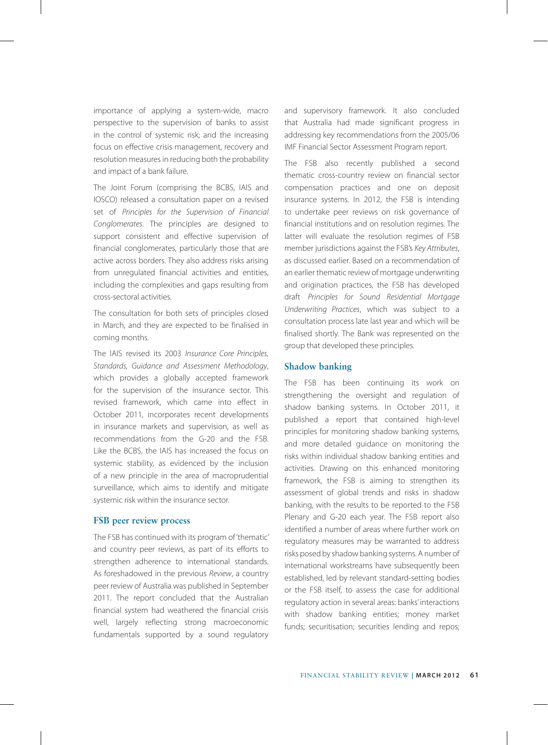importance of applying a system-wide, macro perspective to the supervision of banks to assist in the control of systemic risk; and the increasing focus on effective crisis management, recovery and resolution measures in reducing both the probability and impact of a bank failure.

The Joint Forum (comprising the BCBS, IAIS and IOSCO) released a consultation paper on a revised set of *Principles for the Supervision of Financial Conglomerates*. The principles are designed to support consistent and effective supervision of financial conglomerates, particularly those that are active across borders. They also address risks arising from unregulated financial activities and entities, including the complexities and gaps resulting from cross-sectoral activities.

The consultation for both sets of principles closed in March, and they are expected to be finalised in coming months.

The IAIS revised its 2003 *Insurance Core Principles, Standards, Guidance and Assessment Methodology*, which provides a globally accepted framework for the supervision of the insurance sector. This revised framework, which came into effect in October 2011, incorporates recent developments in insurance markets and supervision, as well as recommendations from the G-20 and the FSB. Like the BCBS, the IAIS has increased the focus on systemic stability, as evidenced by the inclusion of a new principle in the area of macroprudential surveillance, which aims to identify and mitigate systemic risk within the insurance sector.

## FSB peer review process

The FSB has continued with its program of 'thematic' and country peer reviews, as part of its efforts to strengthen adherence to international standards. As foreshadowed in the previous *Review*, a country peer review of Australia was published in September 2011. The report concluded that the Australian financial system had weathered the financial crisis well, largely reflecting strong macroeconomic fundamentals supported by a sound regulatory and supervisory framework. It also concluded that Australia had made significant progress in addressing key recommendations from the 2005/06 IMF Financial Sector Assessment Program report.

The FSB also recently published a second thematic cross-country review on financial sector compensation practices and one on deposit insurance systems. In 2012, the FSB is intending to undertake peer reviews on risk governance of financial institutions and on resolution regimes. The latter will evaluate the resolution regimes of FSB member jurisdictions against the FSB's *Key Attributes*, as discussed earlier. Based on a recommendation of an earlier thematic review of mortgage underwriting and origination practices, the FSB has developed draft *Principles for Sound Residential Mortgage Underwriting Practices*, which was subject to a consultation process late last year and which will be finalised shortly. The Bank was represented on the group that developed these principles.

## Shadow banking

The FSB has been continuing its work on strengthening the oversight and regulation of shadow banking systems. In October 2011, it published a report that contained high-level principles for monitoring shadow banking systems, and more detailed guidance on monitoring the risks within individual shadow banking entities and activities. Drawing on this enhanced monitoring framework, the FSB is aiming to strengthen its assessment of global trends and risks in shadow banking, with the results to be reported to the FSB Plenary and G-20 each year. The FSB report also identified a number of areas where further work on regulatory measures may be warranted to address risks posed by shadow banking systems. A number of international workstreams have subsequently been established, led by relevant standard-setting bodies or the FSB itself, to assess the case for additional regulatory action in several areas: banks' interactions with shadow banking entities; money market funds; securitisation; securities lending and repos;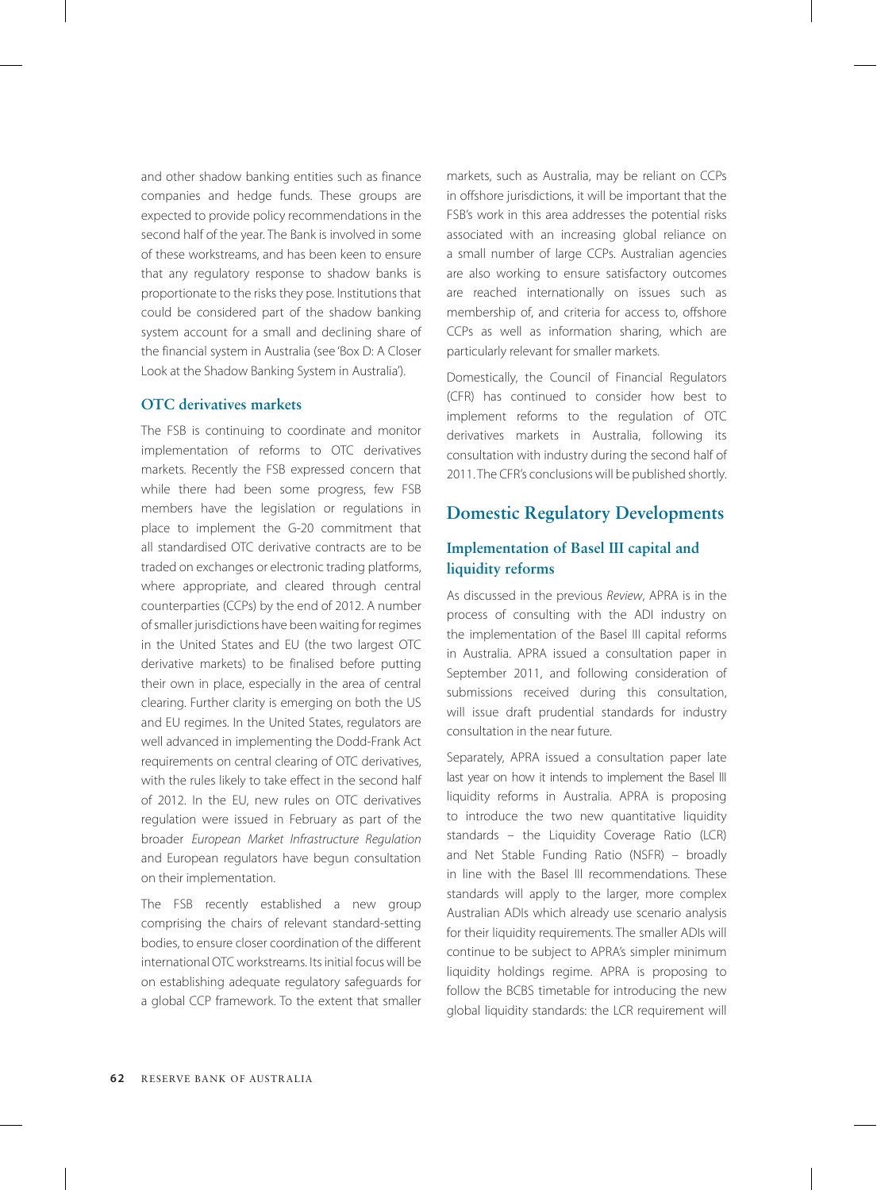and other shadow banking entities such as finance companies and hedge funds. These groups are expected to provide policy recommendations in the second half of the year. The Bank is involved in some of these workstreams, and has been keen to ensure that any regulatory response to shadow banks is proportionate to the risks they pose. Institutions that could be considered part of the shadow banking system account for a small and declining share of the financial system in Australia (see 'Box D: A Closer Look at the Shadow Banking System in Australia').

### OTC derivatives markets

The FSB is continuing to coordinate and monitor implementation of reforms to OTC derivatives markets. Recently the FSB expressed concern that while there had been some progress, few FSB members have the legislation or regulations in place to implement the G-20 commitment that all standardised OTC derivative contracts are to be traded on exchanges or electronic trading platforms, where appropriate, and cleared through central counterparties (CCPs) by the end of 2012. A number of smaller jurisdictions have been waiting for regimes in the United States and EU (the two largest OTC derivative markets) to be finalised before putting their own in place, especially in the area of central clearing. Further clarity is emerging on both the US and EU regimes. In the United States, regulators are well advanced in implementing the Dodd-Frank Act requirements on central clearing of OTC derivatives, with the rules likely to take effect in the second half of 2012. In the EU, new rules on OTC derivatives regulation were issued in February as part of the broader *European Market Infrastructure Regulation* and European regulators have begun consultation on their implementation.

The FSB recently established a new group comprising the chairs of relevant standard-setting bodies, to ensure closer coordination of the different international OTC workstreams. Its initial focus will be on establishing adequate regulatory safeguards for a global CCP framework. To the extent that smaller markets, such as Australia, may be reliant on CCPs in offshore jurisdictions, it will be important that the FSB's work in this area addresses the potential risks associated with an increasing global reliance on a small number of large CCPs. Australian agencies are also working to ensure satisfactory outcomes are reached internationally on issues such as membership of, and criteria for access to, offshore CCPs as well as information sharing, which are particularly relevant for smaller markets.

Domestically, the Council of Financial Regulators (CFR) has continued to consider how best to implement reforms to the regulation of OTC derivatives markets in Australia, following its consultation with industry during the second half of 2011. The CFR's conclusions will be published shortly.

## Domestic Regulatory Developments

### Implementation of Basel III capital and liquidity reforms

As discussed in the previous *Review*, APRA is in the process of consulting with the ADI industry on the implementation of the Basel III capital reforms in Australia. APRA issued a consultation paper in September 2011, and following consideration of submissions received during this consultation, will issue draft prudential standards for industry consultation in the near future.

Separately, APRA issued a consultation paper late last year on how it intends to implement the Basel III liquidity reforms in Australia. APRA is proposing to introduce the two new quantitative liquidity standards – the Liquidity Coverage Ratio (LCR) and Net Stable Funding Ratio (NSFR) – broadly in line with the Basel III recommendations. These standards will apply to the larger, more complex Australian ADIs which already use scenario analysis for their liquidity requirements. The smaller ADIs will continue to be subject to APRA's simpler minimum liquidity holdings regime. APRA is proposing to follow the BCBS timetable for introducing the new global liquidity standards: the LCR requirement will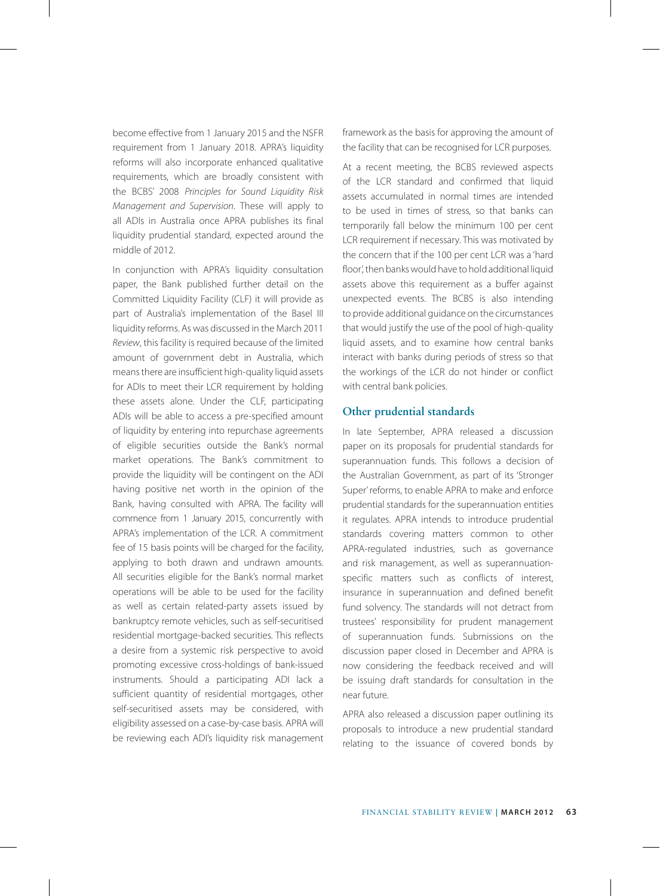become effective from 1 January 2015 and the NSFR requirement from 1 January 2018. APRA's liquidity reforms will also incorporate enhanced qualitative requirements, which are broadly consistent with the BCBS' 2008 *Principles for Sound Liquidity Risk Management and Supervision*. These will apply to all ADIs in Australia once APRA publishes its final liquidity prudential standard, expected around the middle of 2012.

In conjunction with APRA's liquidity consultation paper, the Bank published further detail on the Committed Liquidity Facility (CLF) it will provide as part of Australia's implementation of the Basel III liquidity reforms. As was discussed in the March 2011 *Review*, this facility is required because of the limited amount of government debt in Australia, which means there are insufficient high-quality liquid assets for ADIs to meet their LCR requirement by holding these assets alone. Under the CLF, participating ADIs will be able to access a pre-specified amount of liquidity by entering into repurchase agreements of eligible securities outside the Bank's normal market operations. The Bank's commitment to provide the liquidity will be contingent on the ADI having positive net worth in the opinion of the Bank, having consulted with APRA. The facility will commence from 1 January 2015, concurrently with APRA's implementation of the LCR. A commitment fee of 15 basis points will be charged for the facility, applying to both drawn and undrawn amounts. All securities eligible for the Bank's normal market operations will be able to be used for the facility as well as certain related-party assets issued by bankruptcy remote vehicles, such as self-securitised residential mortgage-backed securities. This reflects a desire from a systemic risk perspective to avoid promoting excessive cross-holdings of bank-issued instruments. Should a participating ADI lack a sufficient quantity of residential mortgages, other self-securitised assets may be considered, with eligibility assessed on a case-by-case basis. APRA will be reviewing each ADI's liquidity risk management framework as the basis for approving the amount of the facility that can be recognised for LCR purposes.

At a recent meeting, the BCBS reviewed aspects of the LCR standard and confirmed that liquid assets accumulated in normal times are intended to be used in times of stress, so that banks can temporarily fall below the minimum 100 per cent LCR requirement if necessary. This was motivated by the concern that if the 100 per cent LCR was a 'hard floor', then banks would have to hold additional liquid assets above this requirement as a buffer against unexpected events. The BCBS is also intending to provide additional guidance on the circumstances that would justify the use of the pool of high-quality liquid assets, and to examine how central banks interact with banks during periods of stress so that the workings of the LCR do not hinder or conflict with central bank policies.

### Other prudential standards

In late September, APRA released a discussion paper on its proposals for prudential standards for superannuation funds. This follows a decision of the Australian Government, as part of its 'Stronger Super' reforms, to enable APRA to make and enforce prudential standards for the superannuation entities it regulates. APRA intends to introduce prudential standards covering matters common to other APRA-regulated industries, such as governance and risk management, as well as superannuation-specific matters such as conflicts of interest, insurance in superannuation and defined benefit fund solvency. The standards will not detract from trustees' responsibility for prudent management of superannuation funds. Submissions on the discussion paper closed in December and APRA is now considering the feedback received and will be issuing draft standards for consultation in the near future.

APRA also released a discussion paper outlining its proposals to introduce a new prudential standard relating to the issuance of covered bonds by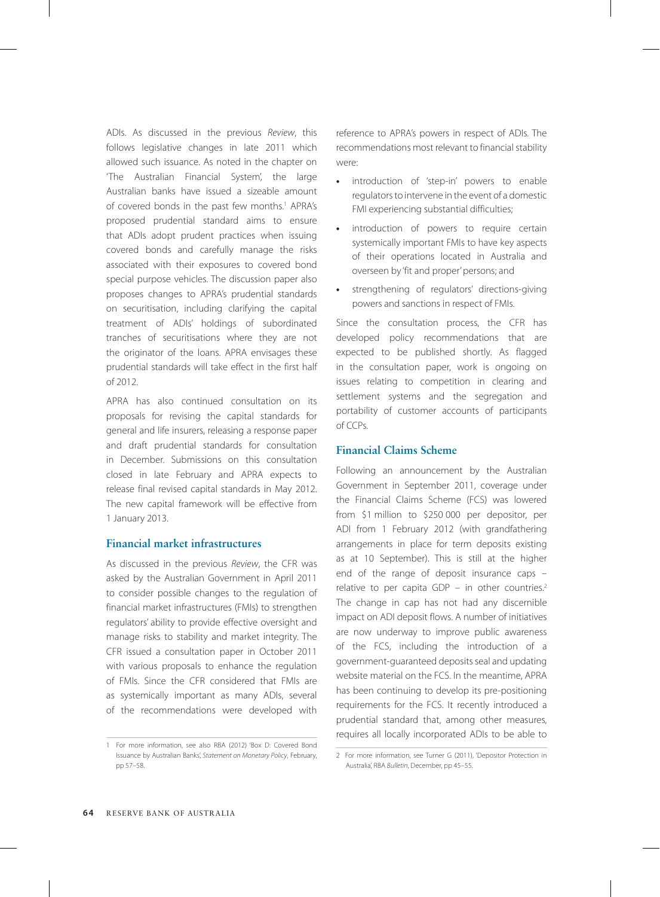ADIs. As discussed in the previous *Review*, this follows legislative changes in late 2011 which allowed such issuance. As noted in the chapter on 'The Australian Financial System', the large Australian banks have issued a sizeable amount of covered bonds in the past few months.[1] APRA's proposed prudential standard aims to ensure that ADIs adopt prudent practices when issuing covered bonds and carefully manage the risks associated with their exposures to covered bond special purpose vehicles. The discussion paper also proposes changes to APRA's prudential standards on securitisation, including clarifying the capital treatment of ADIs' holdings of subordinated tranches of securitisations where they are not the originator of the loans. APRA envisages these prudential standards will take effect in the first half of 2012.

APRA has also continued consultation on its proposals for revising the capital standards for general and life insurers, releasing a response paper and draft prudential standards for consultation in December. Submissions on this consultation closed in late February and APRA expects to release final revised capital standards in May 2012. The new capital framework will be effective from 1 January 2013.

### Financial market infrastructures

As discussed in the previous *Review*, the CFR was asked by the Australian Government in April 2011 to consider possible changes to the regulation of financial market infrastructures (FMIs) to strengthen regulators' ability to provide effective oversight and manage risks to stability and market integrity. The CFR issued a consultation paper in October 2011 with various proposals to enhance the regulation of FMIs. Since the CFR considered that FMIs are as systemically important as many ADIs, several of the recommendations were developed with reference to APRA's powers in respect of ADIs. The recommendations most relevant to financial stability were:

- introduction of 'step-in' powers to enable regulators to intervene in the event of a domestic FMI experiencing substantial difficulties;
- introduction of powers to require certain systemically important FMIs to have key aspects of their operations located in Australia and overseen by 'fit and proper' persons; and
- strengthening of regulators' directions-giving powers and sanctions in respect of FMIs.

Since the consultation process, the CFR has developed policy recommendations that are expected to be published shortly. As flagged in the consultation paper, work is ongoing on issues relating to competition in clearing and settlement systems and the segregation and portability of customer accounts of participants of CCPs.

### Financial Claims Scheme

Following an announcement by the Australian Government in September 2011, coverage under the Financial Claims Scheme (FCS) was lowered from $1 million to $250 000 per depositor, per ADI from 1 February 2012 (with grandfathering arrangements in place for term deposits existing as at 10 September). This is still at the higher end of the range of deposit insurance caps – relative to per capita GDP – in other countries.[2] The change in cap has not had any discernible impact on ADI deposit flows. A number of initiatives are now underway to improve public awareness of the FCS, including the introduction of a government-guaranteed deposits seal and updating website material on the FCS. In the meantime, APRA has been continuing to develop its pre-positioning requirements for the FCS. It recently introduced a prudential standard that, among other measures, requires all locally incorporated ADIs to be able to

---

1 For more information, see also RBA (2012) 'Box D: Covered Bond Issuance by Australian Banks', *Statement on Monetary Policy*, February, pp 57–58.

2 For more information, see Turner G (2011), 'Depositor Protection in Australia', RBA *Bulletin*, December, pp 45–55.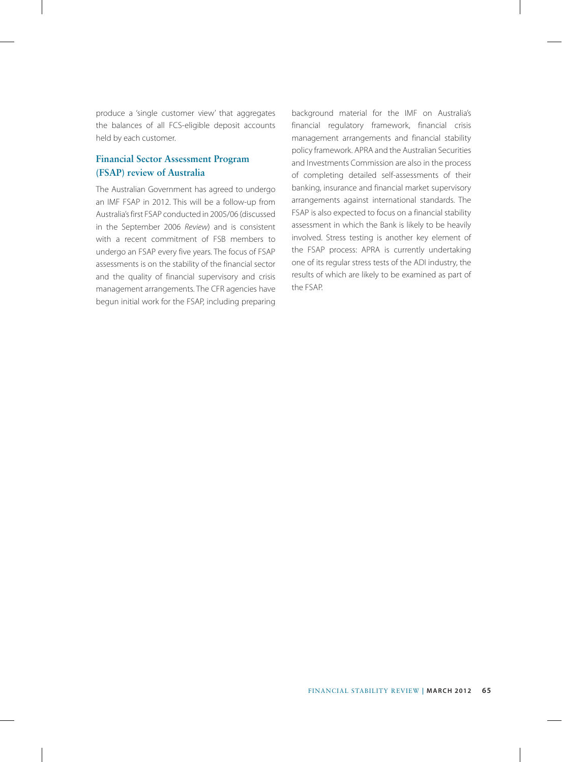produce a 'single customer view' that aggregates the balances of all FCS-eligible deposit accounts held by each customer.

## Financial Sector Assessment Program (FSAP) review of Australia

The Australian Government has agreed to undergo an IMF FSAP in 2012. This will be a follow-up from Australia's first FSAP conducted in 2005/06 (discussed in the September 2006 *Review*) and is consistent with a recent commitment of FSB members to undergo an FSAP every five years. The focus of FSAP assessments is on the stability of the financial sector and the quality of financial supervisory and crisis management arrangements. The CFR agencies have begun initial work for the FSAP, including preparing background material for the IMF on Australia's financial regulatory framework, financial crisis management arrangements and financial stability policy framework. APRA and the Australian Securities and Investments Commission are also in the process of completing detailed self-assessments of their banking, insurance and financial market supervisory arrangements against international standards. The FSAP is also expected to focus on a financial stability assessment in which the Bank is likely to be heavily involved. Stress testing is another key element of the FSAP process: APRA is currently undertaking one of its regular stress tests of the ADI industry, the results of which are likely to be examined as part of the FSAP.